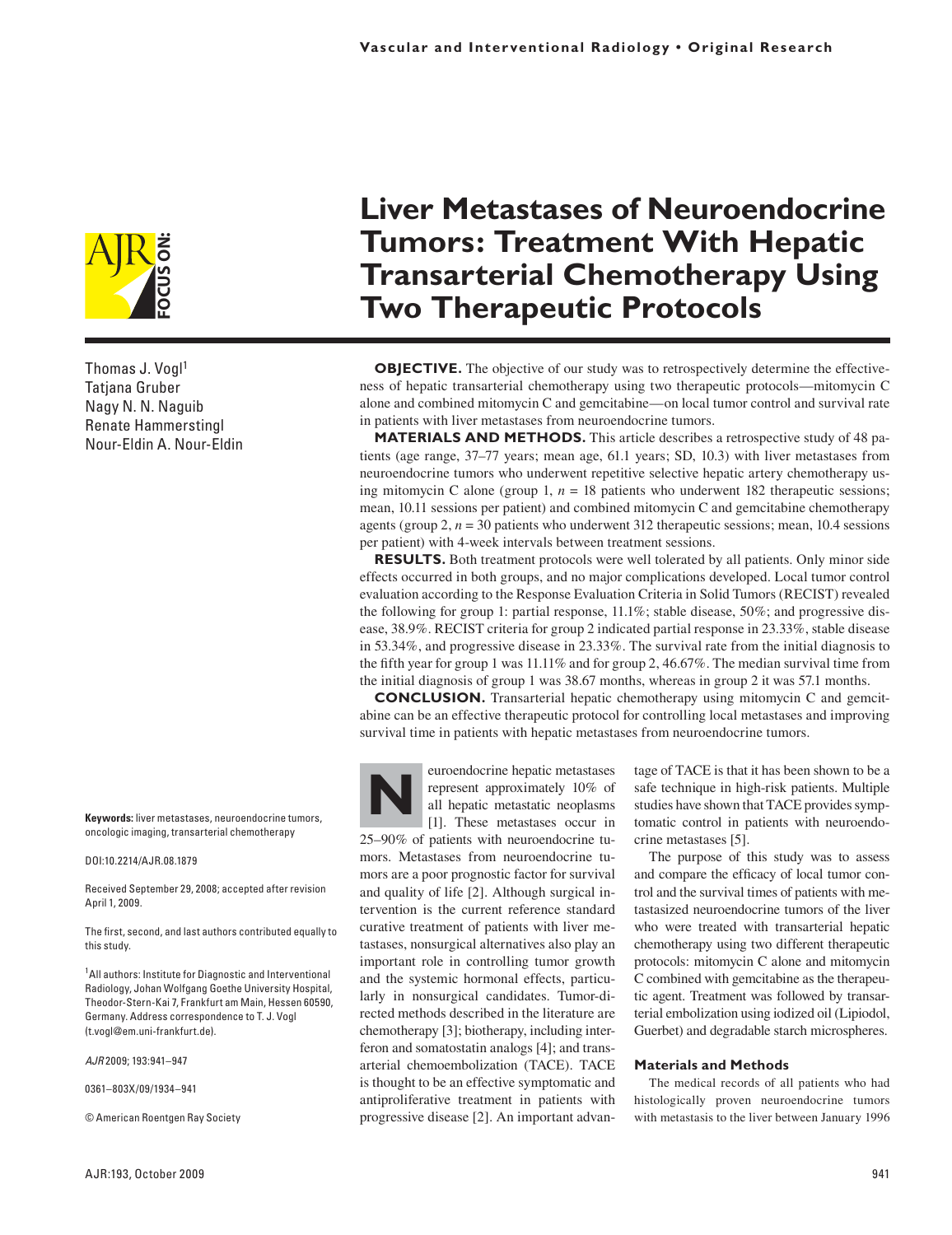Vascular and Interventional Radiology • Original Research

# Liver Metastases of Neuroendocrine Tumors: Treatment With Hepatic Transarterial Chemotherapy Using Two Therapeutic Protocols

Thomas J. Vogl[1]
Tatjana Gruber
Nagy N. N. Naguib
Renate Hammerstingl
Nour-Eldin A. Nour-Eldin

**OBJECTIVE.** The objective of our study was to retrospectively determine the effectiveness of hepatic transarterial chemotherapy using two therapeutic protocols—mitomycin C alone and combined mitomycin C and gemcitabine—on local tumor control and survival rate in patients with liver metastases from neuroendocrine tumors.

**MATERIALS AND METHODS.** This article describes a retrospective study of 48 patients (age range, 37–77 years; mean age, 61.1 years; SD, 10.3) with liver metastases from neuroendocrine tumors who underwent repetitive selective hepatic artery chemotherapy using mitomycin C alone (group 1, $n = 18$ patients who underwent 182 therapeutic sessions; mean, 10.11 sessions per patient) and combined mitomycin C and gemcitabine chemotherapy agents (group 2, $n = 30$ patients who underwent 312 therapeutic sessions; mean, 10.4 sessions per patient) with 4-week intervals between treatment sessions.

**RESULTS.** Both treatment protocols were well tolerated by all patients. Only minor side effects occurred in both groups, and no major complications developed. Local tumor control evaluation according to the Response Evaluation Criteria in Solid Tumors (RECIST) revealed the following for group 1: partial response, 11.1%; stable disease, 50%; and progressive disease, 38.9%. RECIST criteria for group 2 indicated partial response in 23.33%, stable disease in 53.34%, and progressive disease in 23.33%. The survival rate from the initial diagnosis to the fifth year for group 1 was 11.11% and for group 2, 46.67%. The median survival time from the initial diagnosis of group 1 was 38.67 months, whereas in group 2 it was 57.1 months.

**CONCLUSION.** Transarterial hepatic chemotherapy using mitomycin C and gemcitabine can be an effective therapeutic protocol for controlling local metastases and improving survival time in patients with hepatic metastases from neuroendocrine tumors.

**Keywords:** liver metastases, neuroendocrine tumors, oncologic imaging, transarterial chemotherapy

DOI:10.2214/AJR.08.1879

Received September 29, 2008; accepted after revision April 1, 2009.

The first, second, and last authors contributed equally to this study.

[1]All authors: Institute for Diagnostic and Interventional Radiology, Johan Wolfgang Goethe University Hospital, Theodor-Stern-Kai 7, Frankfurt am Main, Hessen 60590, Germany. Address correspondence to T. J. Vogl (t.vogl@em.uni-frankfurt.de).

*AJR* 2009; 193:941–947

0361–803X/09/1934–941

© American Roentgen Ray Society

Neuroendocrine hepatic metastases represent approximately 10% of all hepatic metastatic neoplasms [1]. These metastases occur in 25–90% of patients with neuroendocrine tumors. Metastases from neuroendocrine tumors are a poor prognostic factor for survival and quality of life [2]. Although surgical intervention is the current reference standard curative treatment of patients with liver metastases, nonsurgical alternatives also play an important role in controlling tumor growth and the systemic hormonal effects, particularly in nonsurgical candidates. Tumor-directed methods described in the literature are chemotherapy [3]; biotherapy, including interferon and somatostatin analogs [4]; and transarterial chemoembolization (TACE). TACE is thought to be an effective symptomatic and antiproliferative treatment in patients with progressive disease [2]. An important advantage of TACE is that it has been shown to be a safe technique in high-risk patients. Multiple studies have shown that TACE provides symptomatic control in patients with neuroendocrine metastases [5].

The purpose of this study was to assess and compare the efficacy of local tumor control and the survival times of patients with metastasized neuroendocrine tumors of the liver who were treated with transarterial hepatic chemotherapy using two different therapeutic protocols: mitomycin C alone and mitomycin C combined with gemcitabine as the therapeutic agent. Treatment was followed by transarterial embolization using iodized oil (Lipiodol, Guerbet) and degradable starch microspheres.

## Materials and Methods

The medical records of all patients who had histologically proven neuroendocrine tumors with metastasis to the liver between January 1996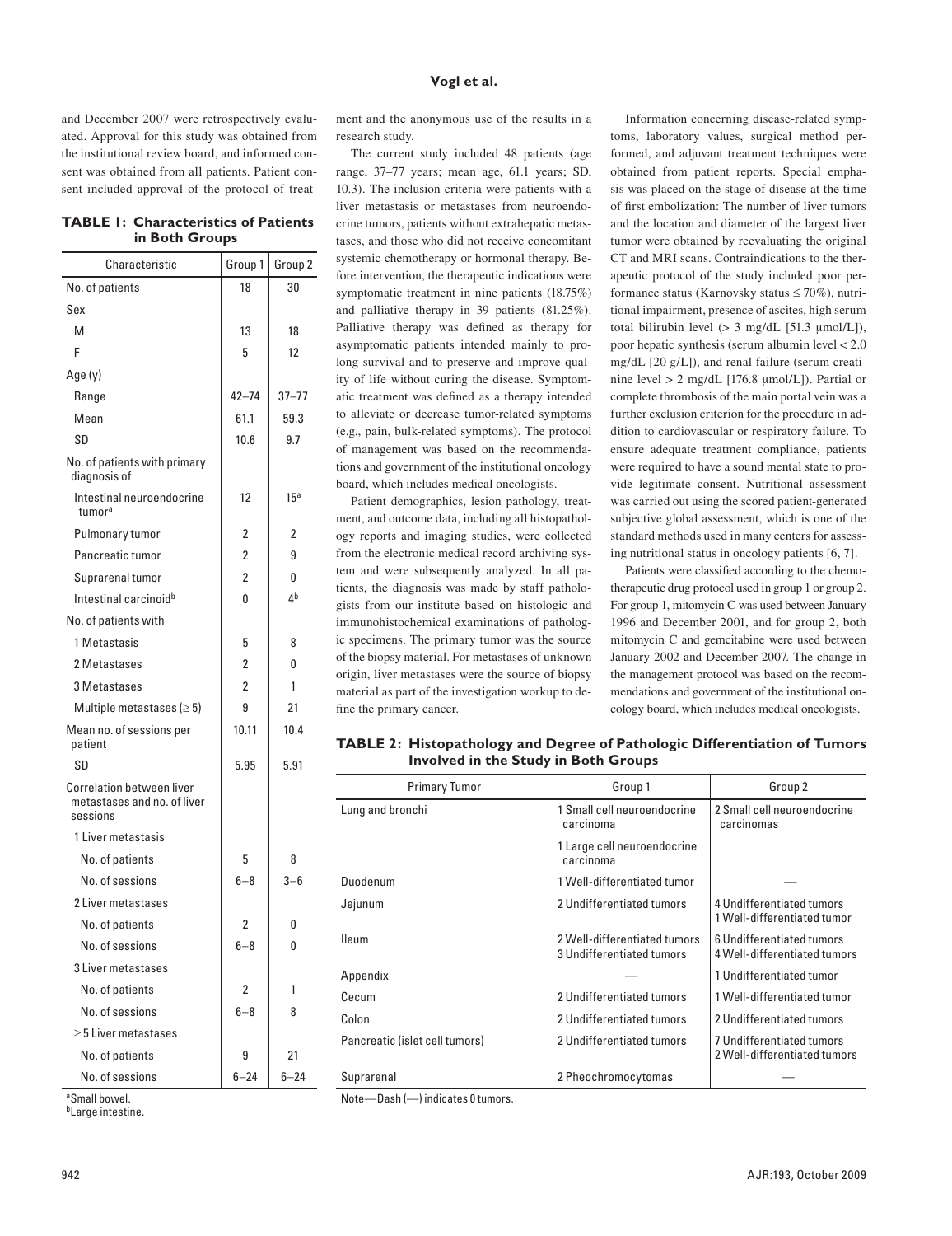and December 2007 were retrospectively evaluated. Approval for this study was obtained from the institutional review board, and informed consent was obtained from all patients. Patient consent included approval of the protocol of treatment and the anonymous use of the results in a research study.

**TABLE 1: Characteristics of Patients in Both Groups**

| Characteristic | Group 1 | Group 2 |
|---|---|---|
| No. of patients | 18 | 30 |
| Sex | | |
| M | 13 | 18 |
| F | 5 | 12 |
| Age (y) | | |
| Range | 42–74 | 37–77 |
| Mean | 61.1 | 59.3 |
| SD | 10.6 | 9.7 |
| No. of patients with primary diagnosis of | | |
| Intestinal neuroendocrine tumor[a] | 12 | 15[a] |
| Pulmonary tumor | 2 | 2 |
| Pancreatic tumor | 2 | 9 |
| Suprarenal tumor | 2 | 0 |
| Intestinal carcinoid[b] | 0 | 4[b] |
| No. of patients with | | |
| 1 Metastasis | 5 | 8 |
| 2 Metastases | 2 | 0 |
| 3 Metastases | 2 | 1 |
| Multiple metastases (≥ 5) | 9 | 21 |
| Mean no. of sessions per patient | 10.11 | 10.4 |
| SD | 5.95 | 5.91 |
| Correlation between liver metastases and no. of liver sessions | | |
| 1 Liver metastasis | | |
| No. of patients | 5 | 8 |
| No. of sessions | 6–8 | 3–6 |
| 2 Liver metastases | | |
| No. of patients | 2 | 0 |
| No. of sessions | 6–8 | 0 |
| 3 Liver metastases | | |
| No. of patients | 2 | 1 |
| No. of sessions | 6–8 | 8 |
| ≥ 5 Liver metastases | | |
| No. of patients | 9 | 21 |
| No. of sessions | 6–24 | 6–24 |

[a]Small bowel.
[b]Large intestine.

The current study included 48 patients (age range, 37–77 years; mean age, 61.1 years; SD, 10.3). The inclusion criteria were patients with a liver metastasis or metastases from neuroendocrine tumors, patients without extrahepatic metastases, and those who did not receive concomitant systemic chemotherapy or hormonal therapy. Before intervention, the therapeutic indications were symptomatic treatment in nine patients (18.75%) and palliative therapy in 39 patients (81.25%). Palliative therapy was defined as therapy for asymptomatic patients intended mainly to prolong survival and to preserve and improve quality of life without curing the disease. Symptomatic treatment was defined as a therapy intended to alleviate or decrease tumor-related symptoms (e.g., pain, bulk-related symptoms). The protocol of management was based on the recommendations and government of the institutional oncology board, which includes medical oncologists.

Patient demographics, lesion pathology, treatment, and outcome data, including all histopathology reports and imaging studies, were collected from the electronic medical record archiving system and were subsequently analyzed. In all patients, the diagnosis was made by staff pathologists from our institute based on histologic and immunohistochemical examinations of pathologic specimens. The primary tumor was the source of the biopsy material. For metastases of unknown origin, liver metastases were the source of biopsy material as part of the investigation workup to define the primary cancer.

Information concerning disease-related symptoms, laboratory values, surgical method performed, and adjuvant treatment techniques were obtained from patient reports. Special emphasis was placed on the stage of disease at the time of first embolization: The number of liver tumors and the location and diameter of the largest liver tumor were obtained by reevaluating the original CT and MRI scans. Contraindications to the therapeutic protocol of the study included poor performance status (Karnovsky status ≤ 70%), nutritional impairment, presence of ascites, high serum total bilirubin level (> 3 mg/dL [51.3 μmol/L]), poor hepatic synthesis (serum albumin level < 2.0 mg/dL [20 g/L]), and renal failure (serum creatinine level > 2 mg/dL [176.8 μmol/L]). Partial or complete thrombosis of the main portal vein was a further exclusion criterion for the procedure in addition to cardiovascular or respiratory failure. To ensure adequate treatment compliance, patients were required to have a sound mental state to provide legitimate consent. Nutritional assessment was carried out using the scored patient-generated subjective global assessment, which is one of the standard methods used in many centers for assessing nutritional status in oncology patients [6, 7].

Patients were classified according to the chemotherapeutic drug protocol used in group 1 or group 2. For group 1, mitomycin C was used between January 1996 and December 2001, and for group 2, both mitomycin C and gemcitabine were used between January 2002 and December 2007. The change in the management protocol was based on the recommendations and government of the institutional oncology board, which includes medical oncologists.

**TABLE 2: Histopathology and Degree of Pathologic Differentiation of Tumors Involved in the Study in Both Groups**

| Primary Tumor | Group 1 | Group 2 |
|---|---|---|
| Lung and bronchi | 1 Small cell neuroendocrine carcinoma | 2 Small cell neuroendocrine carcinomas |
| | 1 Large cell neuroendocrine carcinoma | |
| Duodenum | 1 Well-differentiated tumor | — |
| Jejunum | 2 Undifferentiated tumors | 4 Undifferentiated tumors<br>1 Well-differentiated tumor |
| Ileum | 2 Well-differentiated tumors<br>3 Undifferentiated tumors | 6 Undifferentiated tumors<br>4 Well-differentiated tumors |
| Appendix | — | 1 Undifferentiated tumor |
| Cecum | 2 Undifferentiated tumors | 1 Well-differentiated tumor |
| Colon | 2 Undifferentiated tumors | 2 Undifferentiated tumors |
| Pancreatic (islet cell tumors) | 2 Undifferentiated tumors | 7 Undifferentiated tumors<br>2 Well-differentiated tumors |
| Suprarenal | 2 Pheochromocytomas | — |

Note—Dash (—) indicates 0 tumors.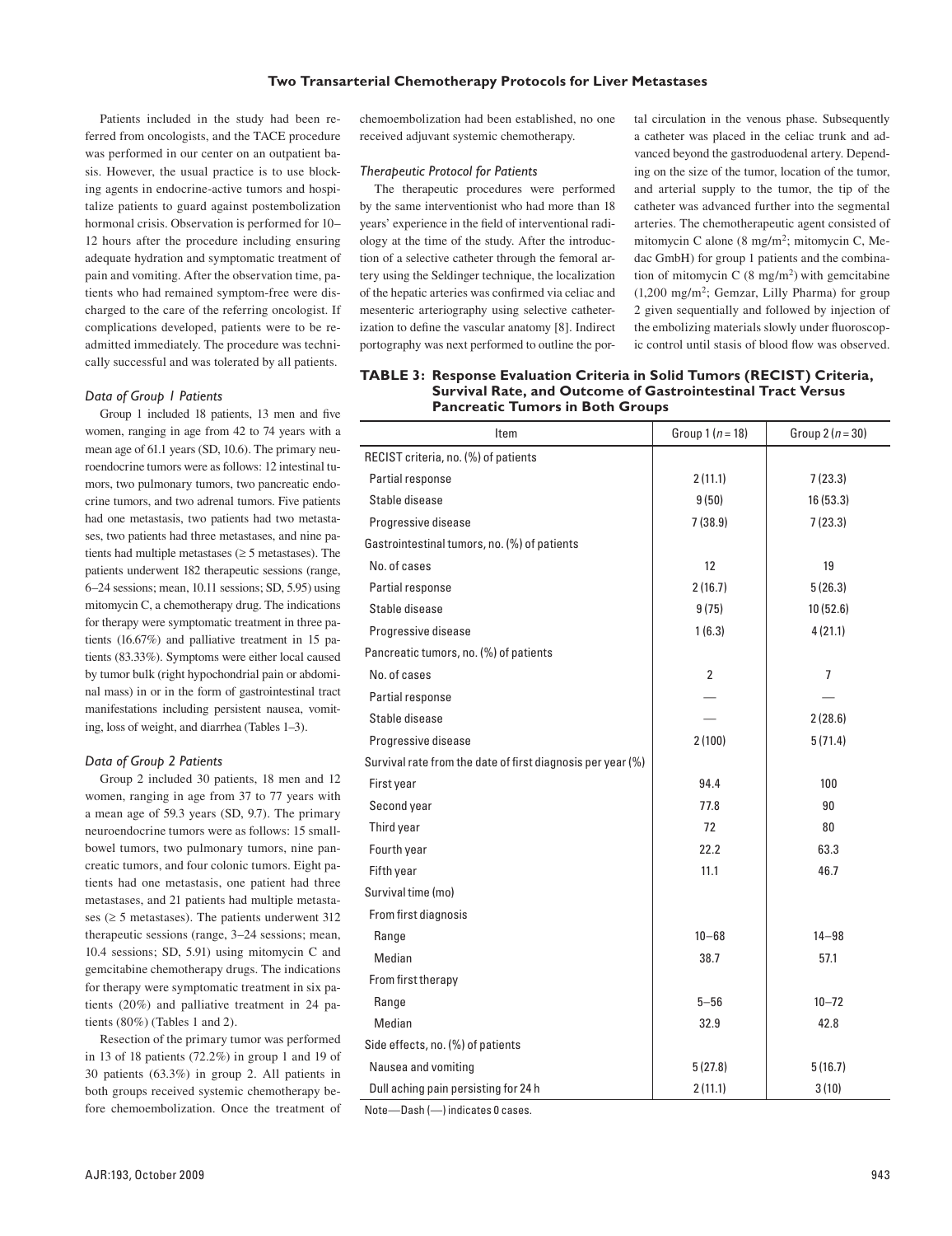Patients included in the study had been referred from oncologists, and the TACE procedure was performed in our center on an outpatient basis. However, the usual practice is to use blocking agents in endocrine-active tumors and hospitalize patients to guard against postembolization hormonal crisis. Observation is performed for 10–12 hours after the procedure including ensuring adequate hydration and symptomatic treatment of pain and vomiting. After the observation time, patients who had remained symptom-free were discharged to the care of the referring oncologist. If complications developed, patients were to be readmitted immediately. The procedure was technically successful and was tolerated by all patients.

### *Data of Group 1 Patients*

Group 1 included 18 patients, 13 men and five women, ranging in age from 42 to 74 years with a mean age of 61.1 years (SD, 10.6). The primary neuroendocrine tumors were as follows: 12 intestinal tumors, two pulmonary tumors, two pancreatic endocrine tumors, and two adrenal tumors. Five patients had one metastasis, two patients had two metastases, two patients had three metastases, and nine patients had multiple metastases (≥ 5 metastases). The patients underwent 182 therapeutic sessions (range, 6–24 sessions; mean, 10.11 sessions; SD, 5.95) using mitomycin C, a chemotherapy drug. The indications for therapy were symptomatic treatment in three patients (16.67%) and palliative treatment in 15 patients (83.33%). Symptoms were either local caused by tumor bulk (right hypochondrial pain or abdominal mass) in or in the form of gastrointestinal tract manifestations including persistent nausea, vomiting, loss of weight, and diarrhea (Tables 1–3).

### *Data of Group 2 Patients*

Group 2 included 30 patients, 18 men and 12 women, ranging in age from 37 to 77 years with a mean age of 59.3 years (SD, 9.7). The primary neuroendocrine tumors were as follows: 15 small-bowel tumors, two pulmonary tumors, nine pancreatic tumors, and four colonic tumors. Eight patients had one metastasis, one patient had three metastases, and 21 patients had multiple metastases (≥ 5 metastases). The patients underwent 312 therapeutic sessions (range, 3–24 sessions; mean, 10.4 sessions; SD, 5.91) using mitomycin C and gemcitabine chemotherapy drugs. The indications for therapy were symptomatic treatment in six patients (20%) and palliative treatment in 24 patients (80%) (Tables 1 and 2).

Resection of the primary tumor was performed in 13 of 18 patients (72.2%) in group 1 and 19 of 30 patients (63.3%) in group 2. All patients in both groups received systemic chemotherapy before chemoembolization. Once the treatment of chemoembolization had been established, no one received adjuvant systemic chemotherapy.

### *Therapeutic Protocol for Patients*

The therapeutic procedures were performed by the same interventionist who had more than 18 years' experience in the field of interventional radiology at the time of the study. After the introduction of a selective catheter through the femoral artery using the Seldinger technique, the localization of the hepatic arteries was confirmed via celiac and mesenteric arteriography using selective catheterization to define the vascular anatomy [8]. Indirect portography was next performed to outline the portal circulation in the venous phase. Subsequently a catheter was placed in the celiac trunk and advanced beyond the gastroduodenal artery. Depending on the size of the tumor, location of the tumor, and arterial supply to the tumor, the tip of the catheter was advanced further into the segmental arteries. The chemotherapeutic agent consisted of mitomycin C alone (8 mg/m$^2$; mitomycin C, Medac GmbH) for group 1 patients and the combination of mitomycin C (8 mg/m$^2$) with gemcitabine (1,200 mg/m$^2$; Gemzar, Lilly Pharma) for group 2 given sequentially and followed by injection of the embolizing materials slowly under fluoroscopic control until stasis of blood flow was observed.

**TABLE 3: Response Evaluation Criteria in Solid Tumors (RECIST) Criteria, Survival Rate, and Outcome of Gastrointestinal Tract Versus Pancreatic Tumors in Both Groups**

| Item | Group 1 (*n* = 18) | Group 2 (*n* = 30) |
|---|---|---|
| RECIST criteria, no. (%) of patients | | |
| Partial response | 2 (11.1) | 7 (23.3) |
| Stable disease | 9 (50) | 16 (53.3) |
| Progressive disease | 7 (38.9) | 7 (23.3) |
| Gastrointestinal tumors, no. (%) of patients | | |
| No. of cases | 12 | 19 |
| Partial response | 2 (16.7) | 5 (26.3) |
| Stable disease | 9 (75) | 10 (52.6) |
| Progressive disease | 1 (6.3) | 4 (21.1) |
| Pancreatic tumors, no. (%) of patients | | |
| No. of cases | 2 | 7 |
| Partial response | — | — |
| Stable disease | — | 2 (28.6) |
| Progressive disease | 2 (100) | 5 (71.4) |
| Survival rate from the date of first diagnosis per year (%) | | |
| First year | 94.4 | 100 |
| Second year | 77.8 | 90 |
| Third year | 72 | 80 |
| Fourth year | 22.2 | 63.3 |
| Fifth year | 11.1 | 46.7 |
| Survival time (mo) | | |
| From first diagnosis | | |
| Range | 10–68 | 14–98 |
| Median | 38.7 | 57.1 |
| From first therapy | | |
| Range | 5–56 | 10–72 |
| Median | 32.9 | 42.8 |
| Side effects, no. (%) of patients | | |
| Nausea and vomiting | 5 (27.8) | 5 (16.7) |
| Dull aching pain persisting for 24 h | 2 (11.1) | 3 (10) |

Note—Dash (—) indicates 0 cases.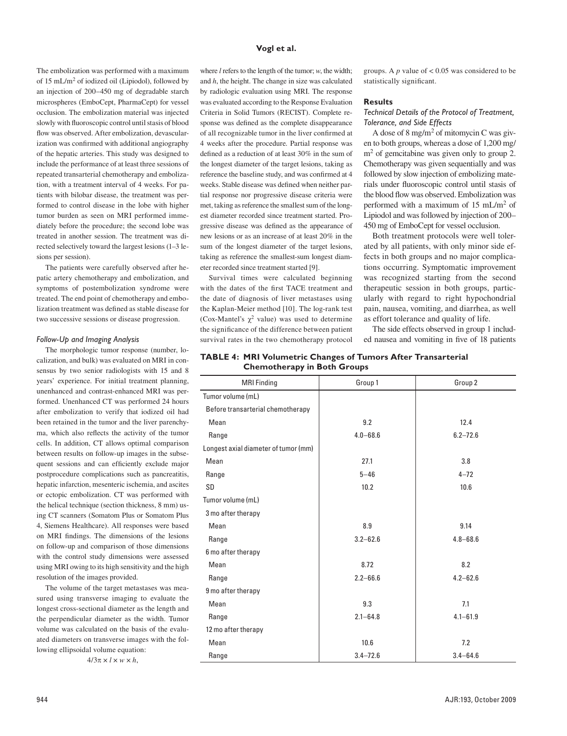The embolization was performed with a maximum of 15 mL/m$^2$ of iodized oil (Lipiodol), followed by an injection of 200–450 mg of degradable starch microspheres (EmboCept, PharmaCept) for vessel occlusion. The embolization material was injected slowly with fluoroscopic control until stasis of blood flow was observed. After embolization, devascularization was confirmed with additional angiography of the hepatic arteries. This study was designed to include the performance of at least three sessions of repeated transarterial chemotherapy and embolization, with a treatment interval of 4 weeks. For patients with bilobar disease, the treatment was performed to control disease in the lobe with higher tumor burden as seen on MRI performed immediately before the procedure; the second lobe was treated in another session. The treatment was directed selectively toward the largest lesions (1–3 lesions per session).

The patients were carefully observed after hepatic artery chemotherapy and embolization, and symptoms of postembolization syndrome were treated. The end point of chemotherapy and embolization treatment was defined as stable disease for two successive sessions or disease progression.

### *Follow-Up and Imaging Analysis*

The morphologic tumor response (number, localization, and bulk) was evaluated on MRI in consensus by two senior radiologists with 15 and 8 years' experience. For initial treatment planning, unenhanced and contrast-enhanced MRI was performed. Unenhanced CT was performed 24 hours after embolization to verify that iodized oil had been retained in the tumor and the liver parenchyma, which also reflects the activity of the tumor cells. In addition, CT allows optimal comparison between results on follow-up images in the subsequent sessions and can efficiently exclude major postprocedure complications such as pancreatitis, hepatic infarction, mesenteric ischemia, and ascites or ectopic embolization. CT was performed with the helical technique (section thickness, 8 mm) using CT scanners (Somatom Plus or Somatom Plus 4, Siemens Healthcare). All responses were based on MRI findings. The dimensions of the lesions on follow-up and comparison of those dimensions with the control study dimensions were assessed using MRI owing to its high sensitivity and the high resolution of the images provided.

The volume of the target metastases was measured using transverse imaging to evaluate the longest cross-sectional diameter as the length and the perpendicular diameter as the width. Tumor volume was calculated on the basis of the evaluated diameters on transverse images with the following ellipsoidal volume equation:

$$4/3\pi \times l \times w \times h,$$

where $l$ refers to the length of the tumor; $w$, the width; and $h$, the height. The change in size was calculated by radiologic evaluation using MRI. The response was evaluated according to the Response Evaluation Criteria in Solid Tumors (RECIST). Complete response was defined as the complete disappearance of all recognizable tumor in the liver confirmed at 4 weeks after the procedure. Partial response was defined as a reduction of at least 30% in the sum of the longest diameter of the target lesions, taking as reference the baseline study, and was confirmed at 4 weeks. Stable disease was defined when neither partial response nor progressive disease criteria were met, taking as reference the smallest sum of the longest diameter recorded since treatment started. Progressive disease was defined as the appearance of new lesions or as an increase of at least 20% in the sum of the longest diameter of the target lesions, taking as reference the smallest-sum longest diameter recorded since treatment started [9].

Survival times were calculated beginning with the dates of the first TACE treatment and the date of diagnosis of liver metastases using the Kaplan-Meier method [10]. The log-rank test (Cox-Mantel's $\chi^2$ value) was used to determine the significance of the difference between patient survival rates in the two chemotherapy protocol groups. A $p$ value of $< 0.05$ was considered to be statistically significant.

## Results

### *Technical Details of the Protocol of Treatment, Tolerance, and Side Effects*

A dose of 8 mg/m$^2$ of mitomycin C was given to both groups, whereas a dose of 1,200 mg/m$^2$ of gemcitabine was given only to group 2. Chemotherapy was given sequentially and was followed by slow injection of embolizing materials under fluoroscopic control until stasis of the blood flow was observed. Embolization was performed with a maximum of 15 mL/m$^2$ of Lipiodol and was followed by injection of 200–450 mg of EmboCept for vessel occlusion.

Both treatment protocols were well tolerated by all patients, with only minor side effects in both groups and no major complications occurring. Symptomatic improvement was recognized starting from the second therapeutic session in both groups, particularly with regard to right hypochondrial pain, nausea, vomiting, and diarrhea, as well as effort tolerance and quality of life.

The side effects observed in group 1 included nausea and vomiting in five of 18 patients

**TABLE 4: MRI Volumetric Changes of Tumors After Transarterial Chemotherapy in Both Groups**

| MRI Finding | Group 1 | Group 2 |
|---|---|---|
| Tumor volume (mL) | | |
| Before transarterial chemotherapy | | |
| Mean | 9.2 | 12.4 |
| Range | 4.0–68.6 | 6.2–72.6 |
| Longest axial diameter of tumor (mm) | | |
| Mean | 27.1 | 3.8 |
| Range | 5–46 | 4–72 |
| SD | 10.2 | 10.6 |
| Tumor volume (mL) | | |
| 3 mo after therapy | | |
| Mean | 8.9 | 9.14 |
| Range | 3.2–62.6 | 4.8–68.6 |
| 6 mo after therapy | | |
| Mean | 8.72 | 8.2 |
| Range | 2.2–66.6 | 4.2–62.6 |
| 9 mo after therapy | | |
| Mean | 9.3 | 7.1 |
| Range | 2.1–64.8 | 4.1–61.9 |
| 12 mo after therapy | | |
| Mean | 10.6 | 7.2 |
| Range | 3.4–72.6 | 3.4–64.6 |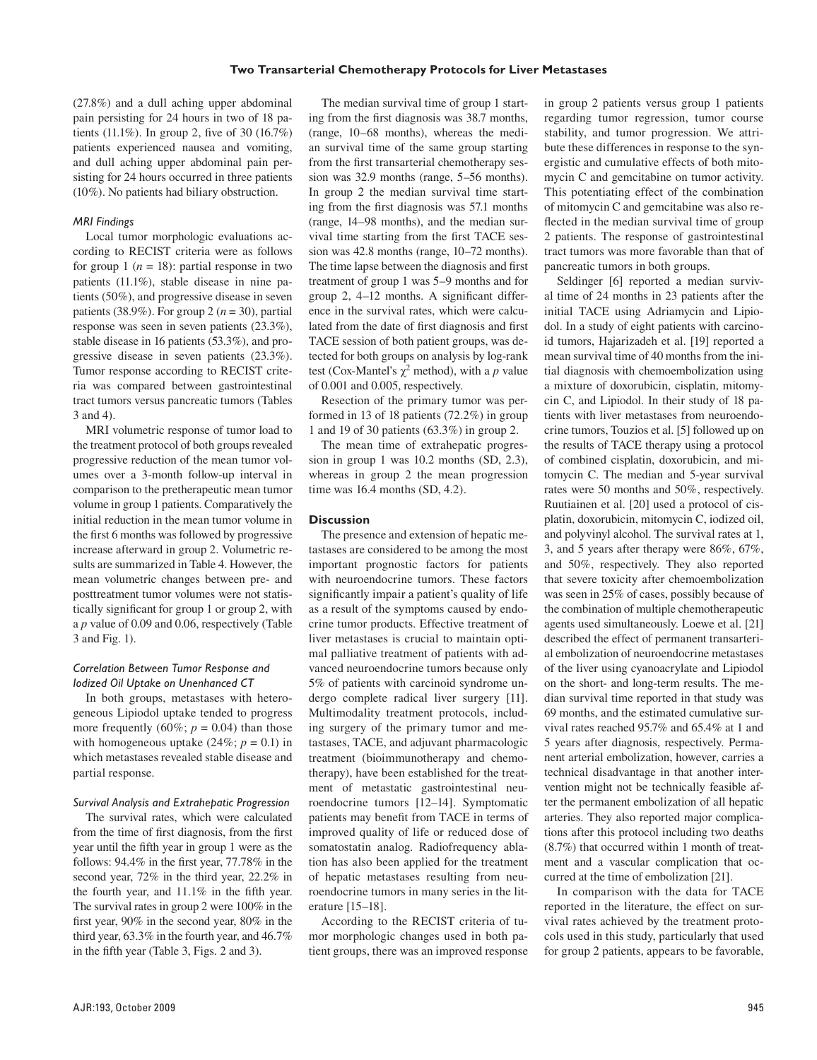(27.8%) and a dull aching upper abdominal pain persisting for 24 hours in two of 18 patients (11.1%). In group 2, five of 30 (16.7%) patients experienced nausea and vomiting, and dull aching upper abdominal pain persisting for 24 hours occurred in three patients (10%). No patients had biliary obstruction.

### *MRI Findings*

Local tumor morphologic evaluations according to RECIST criteria were as follows for group 1 ($n = 18$): partial response in two patients (11.1%), stable disease in nine patients (50%), and progressive disease in seven patients (38.9%). For group 2 ($n = 30$), partial response was seen in seven patients (23.3%), stable disease in 16 patients (53.3%), and progressive disease in seven patients (23.3%). Tumor response according to RECIST criteria was compared between gastrointestinal tract tumors versus pancreatic tumors (Tables 3 and 4).

MRI volumetric response of tumor load to the treatment protocol of both groups revealed progressive reduction of the mean tumor volumes over a 3-month follow-up interval in comparison to the pretherapeutic mean tumor volume in group 1 patients. Comparatively the initial reduction in the mean tumor volume in the first 6 months was followed by progressive increase afterward in group 2. Volumetric results are summarized in Table 4. However, the mean volumetric changes between pre- and posttreatment tumor volumes were not statistically significant for group 1 or group 2, with a $p$ value of 0.09 and 0.06, respectively (Table 3 and Fig. 1).

### *Correlation Between Tumor Response and Iodized Oil Uptake on Unenhanced CT*

In both groups, metastases with heterogeneous Lipiodol uptake tended to progress more frequently (60%; $p = 0.04$) than those with homogeneous uptake (24%; $p = 0.1$) in which metastases revealed stable disease and partial response.

### *Survival Analysis and Extrahepatic Progression*

The survival rates, which were calculated from the time of first diagnosis, from the first year until the fifth year in group 1 were as the follows: 94.4% in the first year, 77.78% in the second year, 72% in the third year, 22.2% in the fourth year, and 11.1% in the fifth year. The survival rates in group 2 were 100% in the first year, 90% in the second year, 80% in the third year, 63.3% in the fourth year, and 46.7% in the fifth year (Table 3, Figs. 2 and 3).

The median survival time of group 1 starting from the first diagnosis was 38.7 months, (range, 10–68 months), whereas the median survival time of the same group starting from the first transarterial chemotherapy session was 32.9 months (range, 5–56 months). In group 2 the median survival time starting from the first diagnosis was 57.1 months (range, 14–98 months), and the median survival time starting from the first TACE session was 42.8 months (range, 10–72 months). The time lapse between the diagnosis and first treatment of group 1 was 5–9 months and for group 2, 4–12 months. A significant difference in the survival rates, which were calculated from the date of first diagnosis and first TACE session of both patient groups, was detected for both groups on analysis by log-rank test (Cox-Mantel's $\chi^2$ method), with a $p$ value of 0.001 and 0.005, respectively.

Resection of the primary tumor was performed in 13 of 18 patients (72.2%) in group 1 and 19 of 30 patients (63.3%) in group 2.

The mean time of extrahepatic progression in group 1 was 10.2 months (SD, 2.3), whereas in group 2 the mean progression time was 16.4 months (SD, 4.2).

## Discussion

The presence and extension of hepatic metastases are considered to be among the most important prognostic factors for patients with neuroendocrine tumors. These factors significantly impair a patient's quality of life as a result of the symptoms caused by endocrine tumor products. Effective treatment of liver metastases is crucial to maintain optimal palliative treatment of patients with advanced neuroendocrine tumors because only 5% of patients with carcinoid syndrome undergo complete radical liver surgery [11]. Multimodality treatment protocols, including surgery of the primary tumor and metastases, TACE, and adjuvant pharmacologic treatment (bioimmunotherapy and chemotherapy), have been established for the treatment of metastatic gastrointestinal neuroendocrine tumors [12–14]. Symptomatic patients may benefit from TACE in terms of improved quality of life or reduced dose of somatostatin analog. Radiofrequency ablation has also been applied for the treatment of hepatic metastases resulting from neuroendocrine tumors in many series in the literature [15–18].

According to the RECIST criteria of tumor morphologic changes used in both patient groups, there was an improved response in group 2 patients versus group 1 patients regarding tumor regression, tumor course stability, and tumor progression. We attribute these differences in response to the synergistic and cumulative effects of both mitomycin C and gemcitabine on tumor activity. This potentiating effect of the combination of mitomycin C and gemcitabine was also reflected in the median survival time of group 2 patients. The response of gastrointestinal tract tumors was more favorable than that of pancreatic tumors in both groups.

Seldinger [6] reported a median survival time of 24 months in 23 patients after the initial TACE using Adriamycin and Lipiodol. In a study of eight patients with carcinoid tumors, Hajarizadeh et al. [19] reported a mean survival time of 40 months from the initial diagnosis with chemoembolization using a mixture of doxorubicin, cisplatin, mitomycin C, and Lipiodol. In their study of 18 patients with liver metastases from neuroendocrine tumors, Touzios et al. [5] followed up on the results of TACE therapy using a protocol of combined cisplatin, doxorubicin, and mitomycin C. The median and 5-year survival rates were 50 months and 50%, respectively. Ruutiainen et al. [20] used a protocol of cisplatin, doxorubicin, mitomycin C, iodized oil, and polyvinyl alcohol. The survival rates at 1, 3, and 5 years after therapy were 86%, 67%, and 50%, respectively. They also reported that severe toxicity after chemoembolization was seen in 25% of cases, possibly because of the combination of multiple chemotherapeutic agents used simultaneously. Loewe et al. [21] described the effect of permanent transarterial embolization of neuroendocrine metastases of the liver using cyanoacrylate and Lipiodol on the short- and long-term results. The median survival time reported in that study was 69 months, and the estimated cumulative survival rates reached 95.7% and 65.4% at 1 and 5 years after diagnosis, respectively. Permanent arterial embolization, however, carries a technical disadvantage in that another intervention might not be technically feasible after the permanent embolization of all hepatic arteries. They also reported major complications after this protocol including two deaths (8.7%) that occurred within 1 month of treatment and a vascular complication that occurred at the time of embolization [21].

In comparison with the data for TACE reported in the literature, the effect on survival rates achieved by the treatment protocols used in this study, particularly that used for group 2 patients, appears to be favorable,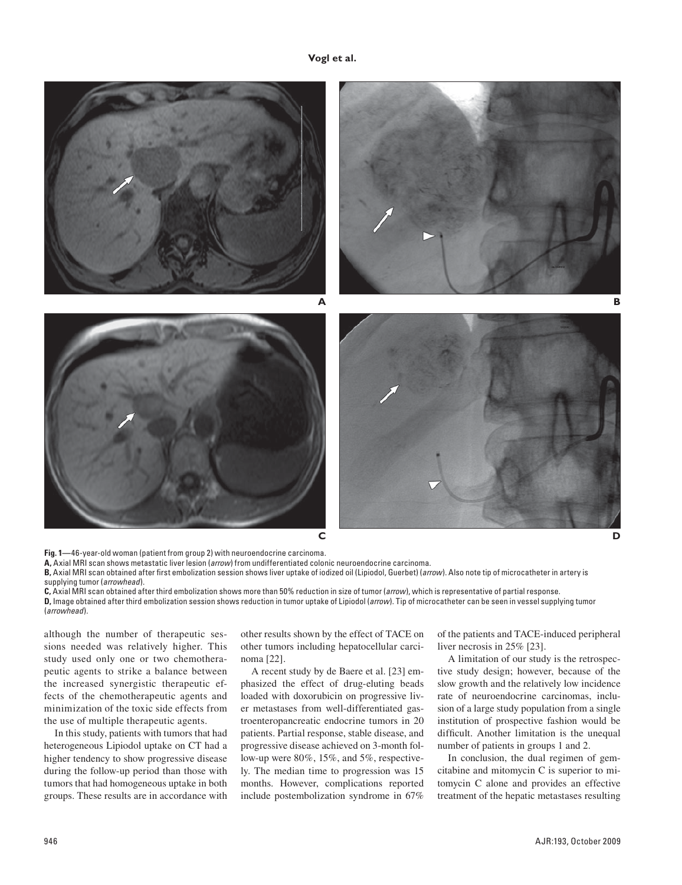**Fig. 1**—46-year-old woman (patient from group 2) with neuroendocrine carcinoma.

**A,** Axial MRI scan shows metastatic liver lesion (*arrow*) from undifferentiated colonic neuroendocrine carcinoma.

**B,** Axial MRI scan obtained after first embolization session shows liver uptake of iodized oil (Lipiodol, Guerbet) (*arrow*). Also note tip of microcatheter in artery is supplying tumor (*arrowhead*).

**C,** Axial MRI scan obtained after third embolization shows more than 50% reduction in size of tumor (*arrow*), which is representative of partial response.

**D,** Image obtained after third embolization session shows reduction in tumor uptake of Lipiodol (*arrow*). Tip of microcatheter can be seen in vessel supplying tumor (*arrowhead*).

although the number of therapeutic sessions needed was relatively higher. This study used only one or two chemotherapeutic agents to strike a balance between the increased synergistic therapeutic effects of the chemotherapeutic agents and minimization of the toxic side effects from the use of multiple therapeutic agents.

In this study, patients with tumors that had heterogeneous Lipiodol uptake on CT had a higher tendency to show progressive disease during the follow-up period than those with tumors that had homogeneous uptake in both groups. These results are in accordance with other results shown by the effect of TACE on other tumors including hepatocellular carcinoma [22].

A recent study by de Baere et al. [23] emphasized the effect of drug-eluting beads loaded with doxorubicin on progressive liver metastases from well-differentiated gastroenteropancreatic endocrine tumors in 20 patients. Partial response, stable disease, and progressive disease achieved on 3-month follow-up were 80%, 15%, and 5%, respectively. The median time to progression was 15 months. However, complications reported include postembolization syndrome in 67% of the patients and TACE-induced peripheral liver necrosis in 25% [23].

A limitation of our study is the retrospective study design; however, because of the slow growth and the relatively low incidence rate of neuroendocrine carcinomas, inclusion of a large study population from a single institution of prospective fashion would be difficult. Another limitation is the unequal number of patients in groups 1 and 2.

In conclusion, the dual regimen of gemcitabine and mitomycin C is superior to mitomycin C alone and provides an effective treatment of the hepatic metastases resulting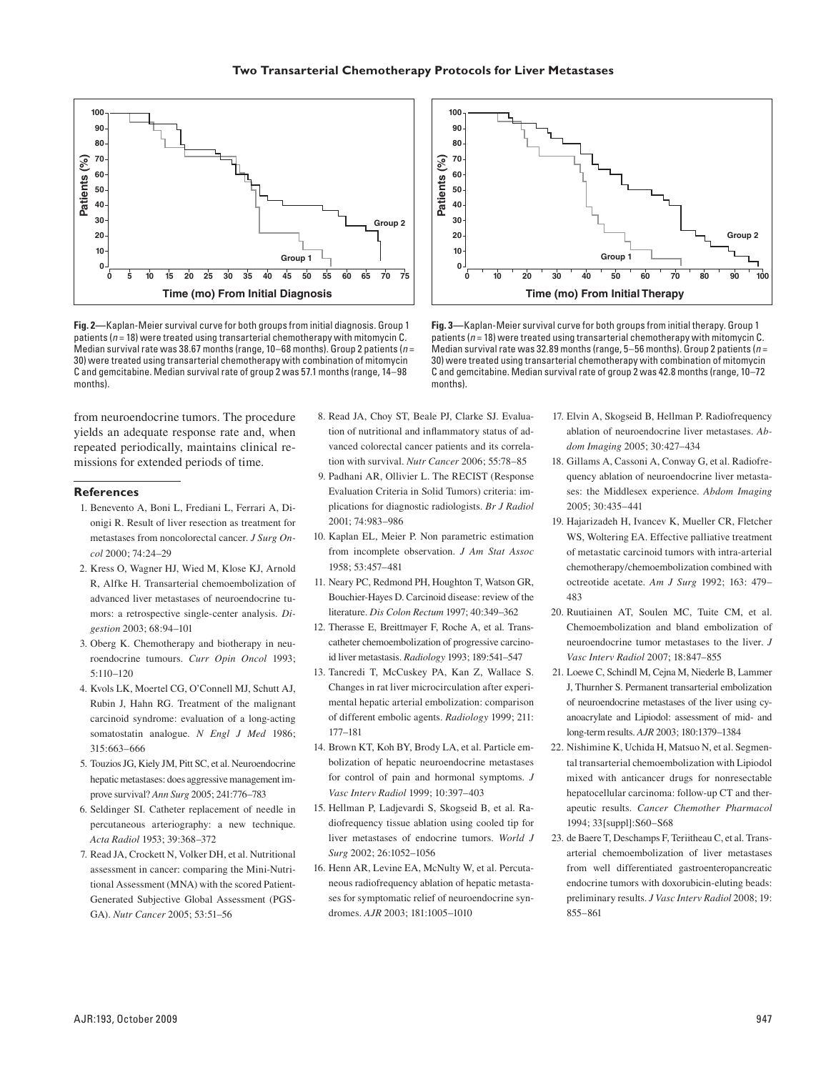100
90
80
70
60
50
40
30
20
10
0
Patients (%)
0 5 10 15 20 25 30 35 40 45 50 55 60 65 70 75
Time (mo) From Initial Diagnosis
Group 2
Group 1

**Fig. 2**—Kaplan-Meier survival curve for both groups from initial diagnosis. Group 1 patients ($n = 18$) were treated using transarterial chemotherapy with mitomycin C. Median survival rate was 38.67 months (range, 10–68 months). Group 2 patients ($n = 30$) were treated using transarterial chemotherapy with combination of mitomycin C and gemcitabine. Median survival rate of group 2 was 57.1 months (range, 14–98 months).

100
90
80
70
60
50
40
30
20
10
0
Patients (%)
0 10 20 30 40 50 60 70 80 90 100
Time (mo) From Initial Therapy
Group 2
Group 1

**Fig. 3**—Kaplan-Meier survival curve for both groups from initial therapy. Group 1 patients ($n = 18$) were treated using transarterial chemotherapy with mitomycin C. Median survival rate was 32.89 months (range, 5–56 months). Group 2 patients ($n = 30$) were treated using transarterial chemotherapy with combination of mitomycin C and gemcitabine. Median survival rate of group 2 was 42.8 months (range, 10–72 months).

from neuroendocrine tumors. The procedure yields an adequate response rate and, when repeated periodically, maintains clinical remissions for extended periods of time.

## References

1. Benevento A, Boni L, Frediani L, Ferrari A, Dionigi R. Result of liver resection as treatment for metastases from noncolorectal cancer. *J Surg Oncol* 2000; 74:24–29
2. Kress O, Wagner HJ, Wied M, Klose KJ, Arnold R, Alfke H. Transarterial chemoembolization of advanced liver metastases of neuroendocrine tumors: a retrospective single-center analysis. *Digestion* 2003; 68:94–101
3. Oberg K. Chemotherapy and biotherapy in neuroendocrine tumours. *Curr Opin Oncol* 1993; 5:110–120
4. Kvols LK, Moertel CG, O'Connell MJ, Schutt AJ, Rubin J, Hahn RG. Treatment of the malignant carcinoid syndrome: evaluation of a long-acting somatostatin analogue. *N Engl J Med* 1986; 315:663–666
5. Touzios JG, Kiely JM, Pitt SC, et al. Neuroendocrine hepatic metastases: does aggressive management improve survival? *Ann Surg* 2005; 241:776–783
6. Seldinger SI. Catheter replacement of needle in percutaneous arteriography: a new technique. *Acta Radiol* 1953; 39:368–372
7. Read JA, Crockett N, Volker DH, et al. Nutritional assessment in cancer: comparing the Mini-Nutritional Assessment (MNA) with the scored Patient-Generated Subjective Global Assessment (PGS-GA). *Nutr Cancer* 2005; 53:51–56
8. Read JA, Choy ST, Beale PJ, Clarke SJ. Evaluation of nutritional and inflammatory status of advanced colorectal cancer patients and its correlation with survival. *Nutr Cancer* 2006; 55:78–85
9. Padhani AR, Ollivier L. The RECIST (Response Evaluation Criteria in Solid Tumors) criteria: implications for diagnostic radiologists. *Br J Radiol* 2001; 74:983–986
10. Kaplan EL, Meier P. Non parametric estimation from incomplete observation. *J Am Stat Assoc* 1958; 53:457–481
11. Neary PC, Redmond PH, Houghton T, Watson GR, Bouchier-Hayes D. Carcinoid disease: review of the literature. *Dis Colon Rectum* 1997; 40:349–362
12. Therasse E, Breittmayer F, Roche A, et al. Transcatheter chemoembolization of progressive carcinoid liver metastasis. *Radiology* 1993; 189:541–547
13. Tancredi T, McCuskey PA, Kan Z, Wallace S. Changes in rat liver microcirculation after experimental hepatic arterial embolization: comparison of different embolic agents. *Radiology* 1999; 211: 177–181
14. Brown KT, Koh BY, Brody LA, et al. Particle embolization of hepatic neuroendocrine metastases for control of pain and hormonal symptoms. *J Vasc Interv Radiol* 1999; 10:397–403
15. Hellman P, Ladjevardi S, Skogseid B, et al. Radiofrequency tissue ablation using cooled tip for liver metastases of endocrine tumors. *World J Surg* 2002; 26:1052–1056
16. Henn AR, Levine EA, McNulty W, et al. Percutaneous radiofrequency ablation of hepatic metastases for symptomatic relief of neuroendocrine syndromes. *AJR* 2003; 181:1005–1010
17. Elvin A, Skogseid B, Hellman P. Radiofrequency ablation of neuroendocrine liver metastases. *Abdom Imaging* 2005; 30:427–434
18. Gillams A, Cassoni A, Conway G, et al. Radiofrequency ablation of neuroendocrine liver metastases: the Middlesex experience. *Abdom Imaging* 2005; 30:435–441
19. Hajarizadeh H, Ivancev K, Mueller CR, Fletcher WS, Woltering EA. Effective palliative treatment of metastatic carcinoid tumors with intra-arterial chemotherapy/chemoembolization combined with octreotide acetate. *Am J Surg* 1992; 163: 479–483
20. Ruutiainen AT, Soulen MC, Tuite CM, et al. Chemoembolization and bland embolization of neuroendocrine tumor metastases to the liver. *J Vasc Interv Radiol* 2007; 18:847–855
21. Loewe C, Schindl M, Cejna M, Niederle B, Lammer J, Thurnher S. Permanent transarterial embolization of neuroendocrine metastases of the liver using cyanoacrylate and Lipiodol: assessment of mid- and long-term results. *AJR* 2003; 180:1379–1384
22. Nishimine K, Uchida H, Matsuo N, et al. Segmental transarterial chemoembolization with Lipiodol mixed with anticancer drugs for nonresectable hepatocellular carcinoma: follow-up CT and therapeutic results. *Cancer Chemother Pharmacol* 1994; 33[suppl]:S60–S68
23. de Baere T, Deschamps F, Teriitheau C, et al. Transarterial chemoembolization of liver metastases from well differentiated gastroenteropancreatic endocrine tumors with doxorubicin-eluting beads: preliminary results. *J Vasc Interv Radiol* 2008; 19: 855–861